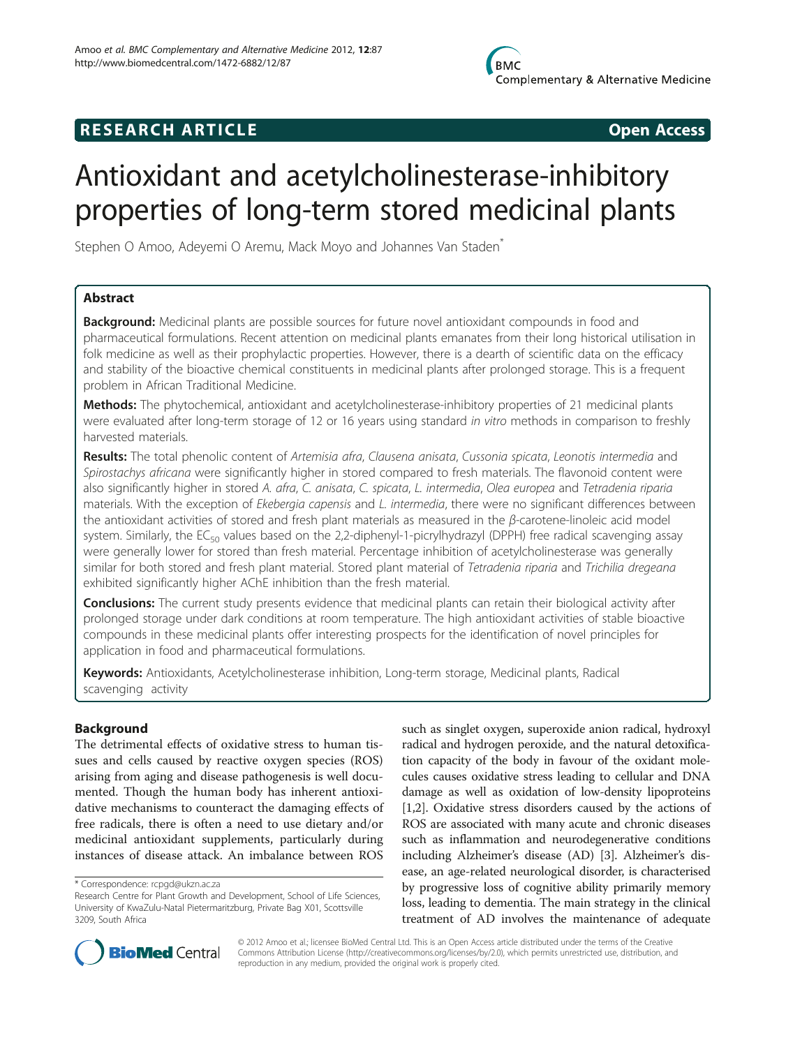**RESEARCH ARTICLE** **Open Access**

# Antioxidant and acetylcholinesterase-inhibitory properties of long-term stored medicinal plants

Stephen O Amoo, Adeyemi O Aremu, Mack Moyo and Johannes Van Staden*

## Abstract

**Background:** Medicinal plants are possible sources for future novel antioxidant compounds in food and pharmaceutical formulations. Recent attention on medicinal plants emanates from their long historical utilisation in folk medicine as well as their prophylactic properties. However, there is a dearth of scientific data on the efficacy and stability of the bioactive chemical constituents in medicinal plants after prolonged storage. This is a frequent problem in African Traditional Medicine.

**Methods:** The phytochemical, antioxidant and acetylcholinesterase-inhibitory properties of 21 medicinal plants were evaluated after long-term storage of 12 or 16 years using standard *in vitro* methods in comparison to freshly harvested materials.

**Results:** The total phenolic content of *Artemisia afra*, *Clausena anisata*, *Cussonia spicata*, *Leonotis intermedia* and *Spirostachys africana* were significantly higher in stored compared to fresh materials. The flavonoid content were also significantly higher in stored *A. afra*, *C. anisata*, *C. spicata*, *L. intermedia*, *Olea europea* and *Tetradenia riparia* materials. With the exception of *Ekebergia capensis* and *L. intermedia*, there were no significant differences between the antioxidant activities of stored and fresh plant materials as measured in the *β*-carotene-linoleic acid model system. Similarly, the $EC_{50}$ values based on the 2,2-diphenyl-1-picrylhydrazyl (DPPH) free radical scavenging assay were generally lower for stored than fresh material. Percentage inhibition of acetylcholinesterase was generally similar for both stored and fresh plant material. Stored plant material of *Tetradenia riparia* and *Trichilia dregeana* exhibited significantly higher AChE inhibition than the fresh material.

**Conclusions:** The current study presents evidence that medicinal plants can retain their biological activity after prolonged storage under dark conditions at room temperature. The high antioxidant activities of stable bioactive compounds in these medicinal plants offer interesting prospects for the identification of novel principles for application in food and pharmaceutical formulations.

**Keywords:** Antioxidants, Acetylcholinesterase inhibition, Long-term storage, Medicinal plants, Radical scavenging activity

## Background

The detrimental effects of oxidative stress to human tissues and cells caused by reactive oxygen species (ROS) arising from aging and disease pathogenesis is well documented. Though the human body has inherent antioxidative mechanisms to counteract the damaging effects of free radicals, there is often a need to use dietary and/or medicinal antioxidant supplements, particularly during instances of disease attack. An imbalance between ROS such as singlet oxygen, superoxide anion radical, hydroxyl radical and hydrogen peroxide, and the natural detoxification capacity of the body in favour of the oxidant molecules causes oxidative stress leading to cellular and DNA damage as well as oxidation of low-density lipoproteins [1,2]. Oxidative stress disorders caused by the actions of ROS are associated with many acute and chronic diseases such as inflammation and neurodegenerative conditions including Alzheimer's disease (AD) [3]. Alzheimer's disease, an age-related neurological disorder, is characterised by progressive loss of cognitive ability primarily memory loss, leading to dementia. The main strategy in the clinical treatment of AD involves the maintenance of adequate

\* Correspondence: rcpgd@ukzn.ac.za
Research Centre for Plant Growth and Development, School of Life Sciences, University of KwaZulu-Natal Pietermaritzburg, Private Bag X01, Scottsville 3209, South Africa

© 2012 Amoo et al.; licensee BioMed Central Ltd. This is an Open Access article distributed under the terms of the Creative Commons Attribution License (http://creativecommons.org/licenses/by/2.0), which permits unrestricted use, distribution, and reproduction in any medium, provided the original work is properly cited.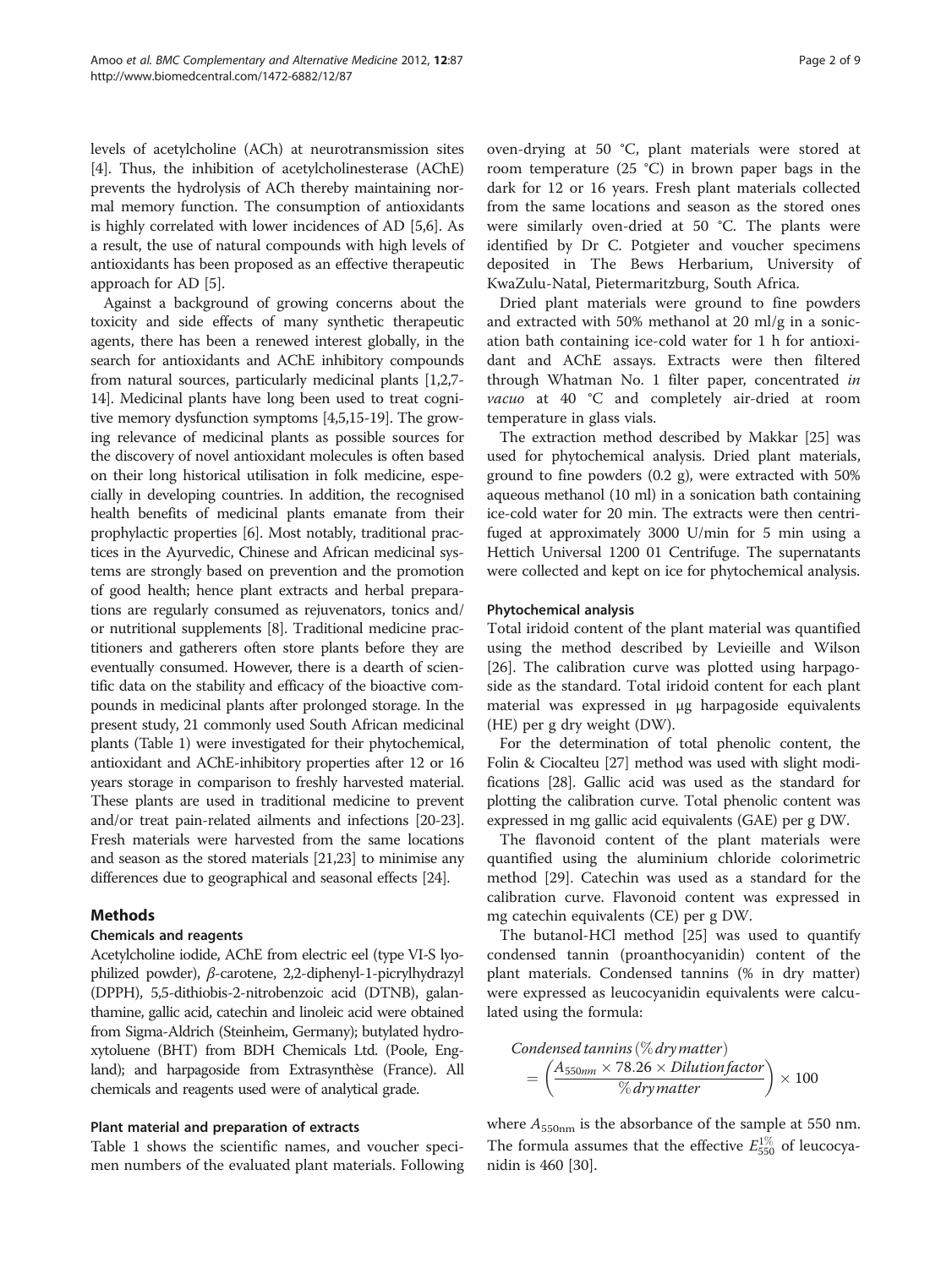levels of acetylcholine (ACh) at neurotransmission sites [4]. Thus, the inhibition of acetylcholinesterase (AChE) prevents the hydrolysis of ACh thereby maintaining normal memory function. The consumption of antioxidants is highly correlated with lower incidences of AD [5,6]. As a result, the use of natural compounds with high levels of antioxidants has been proposed as an effective therapeutic approach for AD [5].

Against a background of growing concerns about the toxicity and side effects of many synthetic therapeutic agents, there has been a renewed interest globally, in the search for antioxidants and AChE inhibitory compounds from natural sources, particularly medicinal plants [1,2,7-14]. Medicinal plants have long been used to treat cognitive memory dysfunction symptoms [4,5,15-19]. The growing relevance of medicinal plants as possible sources for the discovery of novel antioxidant molecules is often based on their long historical utilisation in folk medicine, especially in developing countries. In addition, the recognised health benefits of medicinal plants emanate from their prophylactic properties [6]. Most notably, traditional practices in the Ayurvedic, Chinese and African medicinal systems are strongly based on prevention and the promotion of good health; hence plant extracts and herbal preparations are regularly consumed as rejuvenators, tonics and/or nutritional supplements [8]. Traditional medicine practitioners and gatherers often store plants before they are eventually consumed. However, there is a dearth of scientific data on the stability and efficacy of the bioactive compounds in medicinal plants after prolonged storage. In the present study, 21 commonly used South African medicinal plants (Table 1) were investigated for their phytochemical, antioxidant and AChE-inhibitory properties after 12 or 16 years storage in comparison to freshly harvested material. These plants are used in traditional medicine to prevent and/or treat pain-related ailments and infections [20-23]. Fresh materials were harvested from the same locations and season as the stored materials [21,23] to minimise any differences due to geographical and seasonal effects [24].

## Methods

### Chemicals and reagents

Acetylcholine iodide, AChE from electric eel (type VI-S lyophilized powder), $\beta$-carotene, 2,2-diphenyl-1-picrylhydrazyl (DPPH), 5,5-dithiobis-2-nitrobenzoic acid (DTNB), galanthamine, gallic acid, catechin and linoleic acid were obtained from Sigma-Aldrich (Steinheim, Germany); butylated hydroxytoluene (BHT) from BDH Chemicals Ltd. (Poole, England); and harpagoside from Extrasynthèse (France). All chemicals and reagents used were of analytical grade.

### Plant material and preparation of extracts

Table 1 shows the scientific names, and voucher specimen numbers of the evaluated plant materials. Following oven-drying at 50 °C, plant materials were stored at room temperature (25 °C) in brown paper bags in the dark for 12 or 16 years. Fresh plant materials collected from the same locations and season as the stored ones were similarly oven-dried at 50 °C. The plants were identified by Dr C. Potgieter and voucher specimens deposited in The Bews Herbarium, University of KwaZulu-Natal, Pietermaritzburg, South Africa.

Dried plant materials were ground to fine powders and extracted with 50% methanol at 20 ml/g in a sonication bath containing ice-cold water for 1 h for antioxidant and AChE assays. Extracts were then filtered through Whatman No. 1 filter paper, concentrated *in vacuo* at 40 °C and completely air-dried at room temperature in glass vials.

The extraction method described by Makkar [25] was used for phytochemical analysis. Dried plant materials, ground to fine powders (0.2 g), were extracted with 50% aqueous methanol (10 ml) in a sonication bath containing ice-cold water for 20 min. The extracts were then centrifuged at approximately 3000 U/min for 5 min using a Hettich Universal 1200 01 Centrifuge. The supernatants were collected and kept on ice for phytochemical analysis.

### Phytochemical analysis

Total iridoid content of the plant material was quantified using the method described by Levieille and Wilson [26]. The calibration curve was plotted using harpagoside as the standard. Total iridoid content for each plant material was expressed in μg harpagoside equivalents (HE) per g dry weight (DW).

For the determination of total phenolic content, the Folin & Ciocalteu [27] method was used with slight modifications [28]. Gallic acid was used as the standard for plotting the calibration curve. Total phenolic content was expressed in mg gallic acid equivalents (GAE) per g DW.

The flavonoid content of the plant materials were quantified using the aluminium chloride colorimetric method [29]. Catechin was used as a standard for the calibration curve. Flavonoid content was expressed in mg catechin equivalents (CE) per g DW.

The butanol-HCl method [25] was used to quantify condensed tannin (proanthocyanidin) content of the plant materials. Condensed tannins (% in dry matter) were expressed as leucocyanidin equivalents were calculated using the formula:

$$\begin{aligned} &\textit{Condensed tannins}\,(\%\,\textit{dry matter}) \\ &= \left(\frac{A_{550nm} \times 78.26 \times \textit{Dilution factor}}{\%\,\textit{dry matter}}\right) \times 100 \end{aligned}$$

where $A_{550\text{nm}}$ is the absorbance of the sample at 550 nm. The formula assumes that the effective $E_{550}^{1\%}$ of leucocyanidin is 460 [30].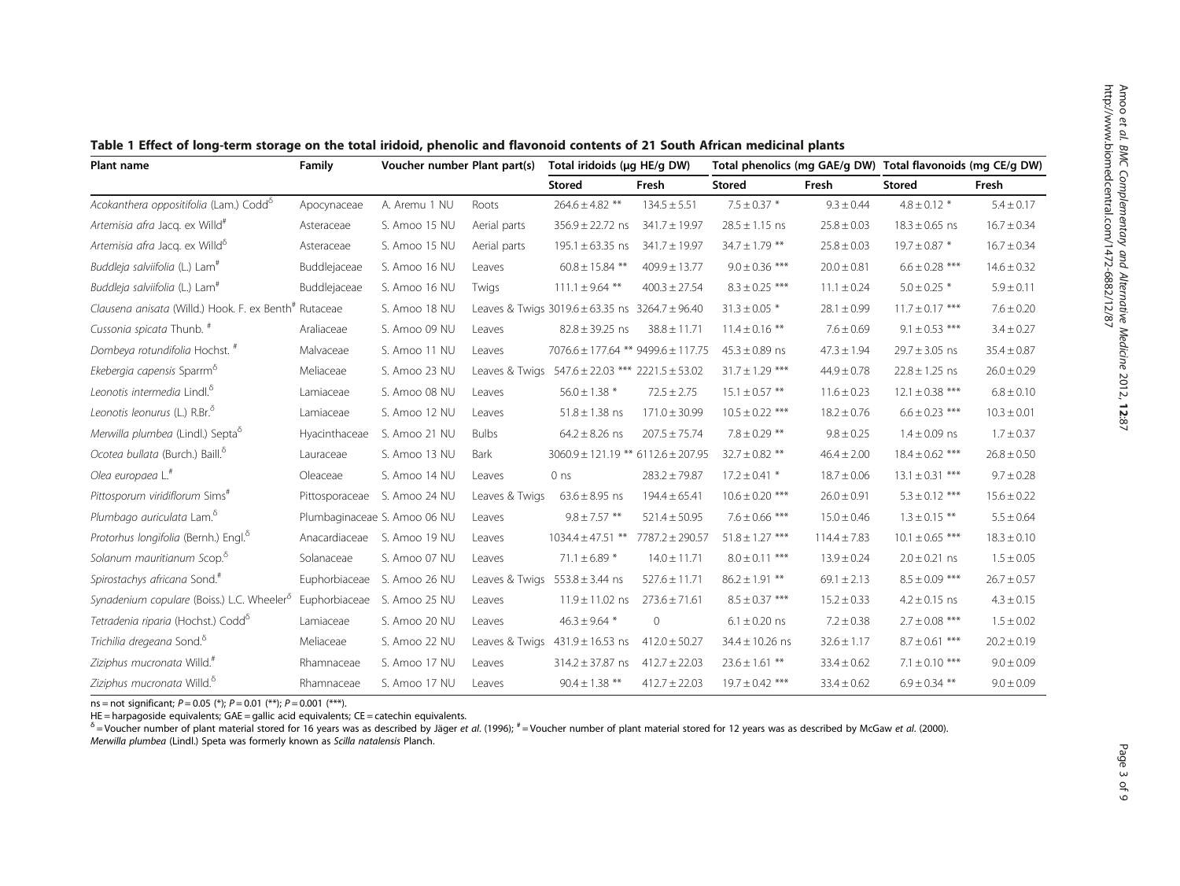**Table 1 Effect of long-term storage on the total iridoid, phenolic and flavonoid contents of 21 South African medicinal plants**

| Plant name | Family | Voucher number | Plant part(s) | Total iridoids (μg HE/g DW) | | Total phenolics (mg GAE/g DW) | | Total flavonoids (mg CE/g DW) | |
|---|---|---|---|---|---|---|---|---|---|
| | | | | Stored | Fresh | Stored | Fresh | Stored | Fresh |
| *Acokanthera oppositifolia* (Lam.) Codd[δ] | Apocynaceae | A. Aremu 1 NU | Roots | 264.6 ± 4.82 ** | 134.5 ± 5.51 | 7.5 ± 0.37 * | 9.3 ± 0.44 | 4.8 ± 0.12 * | 5.4 ± 0.17 |
| *Artemisia afra* Jacq. ex Willd[#] | Asteraceae | S. Amoo 15 NU | Aerial parts | 356.9 ± 22.72 ns | 341.7 ± 19.97 | 28.5 ± 1.15 ns | 25.8 ± 0.03 | 18.3 ± 0.65 ns | 16.7 ± 0.34 |
| *Artemisia afra* Jacq. ex Willd[δ] | Asteraceae | S. Amoo 15 NU | Aerial parts | 195.1 ± 63.35 ns | 341.7 ± 19.97 | 34.7 ± 1.79 ** | 25.8 ± 0.03 | 19.7 ± 0.87 * | 16.7 ± 0.34 |
| *Buddleja salviifolia* (L.) Lam[#] | Buddlejaceae | S. Amoo 16 NU | Leaves | 60.8 ± 15.84 ** | 409.9 ± 13.77 | 9.0 ± 0.36 *** | 20.0 ± 0.81 | 6.6 ± 0.28 *** | 14.6 ± 0.32 |
| *Buddleja salviifolia* (L.) Lam[#] | Buddlejaceae | S. Amoo 16 NU | Twigs | 111.1 ± 9.64 ** | 400.3 ± 27.54 | 8.3 ± 0.25 *** | 11.1 ± 0.24 | 5.0 ± 0.25 * | 5.9 ± 0.11 |
| *Clausena anisata* (Willd.) Hook. F. ex Benth[#] | Rutaceae | S. Amoo 18 NU | Leaves & Twigs | 3019.6 ± 63.35 ns | 3264.7 ± 96.40 | 31.3 ± 0.05 * | 28.1 ± 0.99 | 11.7 ± 0.17 *** | 7.6 ± 0.20 |
| *Cussonia spicata* Thunb. [#] | Araliaceae | S. Amoo 09 NU | Leaves | 82.8 ± 39.25 ns | 38.8 ± 11.71 | 11.4 ± 0.16 ** | 7.6 ± 0.69 | 9.1 ± 0.53 *** | 3.4 ± 0.27 |
| *Dombeya rotundifolia* Hochst. [#] | Malvaceae | S. Amoo 11 NU | Leaves | 7076.6 ± 177.64 ** | 9499.6 ± 117.75 | 45.3 ± 0.89 ns | 47.3 ± 1.94 | 29.7 ± 3.05 ns | 35.4 ± 0.87 |
| *Ekebergia capensis* Sparrm[δ] | Meliaceae | S. Amoo 23 NU | Leaves & Twigs | 547.6 ± 22.03 *** | 2221.5 ± 53.02 | 31.7 ± 1.29 *** | 44.9 ± 0.78 | 22.8 ± 1.25 ns | 26.0 ± 0.29 |
| *Leonotis intermedia* Lindl.[δ] | Lamiaceae | S. Amoo 08 NU | Leaves | 56.0 ± 1.38 * | 72.5 ± 2.75 | 15.1 ± 0.57 ** | 11.6 ± 0.23 | 12.1 ± 0.38 *** | 6.8 ± 0.10 |
| *Leonotis leonurus* (L.) R.Br.[δ] | Lamiaceae | S. Amoo 12 NU | Leaves | 51.8 ± 1.38 ns | 171.0 ± 30.99 | 10.5 ± 0.22 *** | 18.2 ± 0.76 | 6.6 ± 0.23 *** | 10.3 ± 0.01 |
| *Merwilla plumbea* (Lindl.) Septa[δ] | Hyacinthaceae | S. Amoo 21 NU | Bulbs | 64.2 ± 8.26 ns | 207.5 ± 75.74 | 7.8 ± 0.29 ** | 9.8 ± 0.25 | 1.4 ± 0.09 ns | 1.7 ± 0.37 |
| *Ocotea bullata* (Burch.) Baill.[δ] | Lauraceae | S. Amoo 13 NU | Bark | 3060.9 ± 121.19 ** | 6112.6 ± 207.95 | 32.7 ± 0.82 ** | 46.4 ± 2.00 | 18.4 ± 0.62 *** | 26.8 ± 0.50 |
| *Olea europaea* L.[#] | Oleaceae | S. Amoo 14 NU | Leaves | 0 ns | 283.2 ± 79.87 | 17.2 ± 0.41 * | 18.7 ± 0.06 | 13.1 ± 0.31 *** | 9.7 ± 0.28 |
| *Pittosporum viridiflorum* Sims[#] | Pittosporaceae | S. Amoo 24 NU | Leaves & Twigs | 63.6 ± 8.95 ns | 194.4 ± 65.41 | 10.6 ± 0.20 *** | 26.0 ± 0.91 | 5.3 ± 0.12 *** | 15.6 ± 0.22 |
| *Plumbago auriculata* Lam.[δ] | Plumbaginaceae | S. Amoo 06 NU | Leaves | 9.8 ± 7.57 ** | 521.4 ± 50.95 | 7.6 ± 0.66 *** | 15.0 ± 0.46 | 1.3 ± 0.15 ** | 5.5 ± 0.64 |
| *Protorhus longifolia* (Bernh.) Engl.[δ] | Anacardiaceae | S. Amoo 19 NU | Leaves | 1034.4 ± 47.51 ** | 7787.2 ± 290.57 | 51.8 ± 1.27 *** | 114.4 ± 7.83 | 10.1 ± 0.65 *** | 18.3 ± 0.10 |
| *Solanum mauritianum* Scop.[δ] | Solanaceae | S. Amoo 07 NU | Leaves | 71.1 ± 6.89 * | 14.0 ± 11.71 | 8.0 ± 0.11 *** | 13.9 ± 0.24 | 2.0 ± 0.21 ns | 1.5 ± 0.05 |
| *Spirostachys africana* Sond.[#] | Euphorbiaceae | S. Amoo 26 NU | Leaves & Twigs | 553.8 ± 3.44 ns | 527.6 ± 11.71 | 86.2 ± 1.91 ** | 69.1 ± 2.13 | 8.5 ± 0.09 *** | 26.7 ± 0.57 |
| *Synadenium copulare* (Boiss.) L.C. Wheeler[δ] | Euphorbiaceae | S. Amoo 25 NU | Leaves | 11.9 ± 11.02 ns | 273.6 ± 71.61 | 8.5 ± 0.37 *** | 15.2 ± 0.33 | 4.2 ± 0.15 ns | 4.3 ± 0.15 |
| *Tetradenia riparia* (Hochst.) Codd[δ] | Lamiaceae | S. Amoo 20 NU | Leaves | 46.3 ± 9.64 * | 0 | 6.1 ± 0.20 ns | 7.2 ± 0.38 | 2.7 ± 0.08 *** | 1.5 ± 0.02 |
| *Trichilia dregeana* Sond.[δ] | Meliaceae | S. Amoo 22 NU | Leaves & Twigs | 431.9 ± 16.53 ns | 412.0 ± 50.27 | 34.4 ± 10.26 ns | 32.6 ± 1.17 | 8.7 ± 0.61 *** | 20.2 ± 0.19 |
| *Ziziphus mucronata* Willd.[#] | Rhamnaceae | S. Amoo 17 NU | Leaves | 314.2 ± 37.87 ns | 412.7 ± 22.03 | 23.6 ± 1.61 ** | 33.4 ± 0.62 | 7.1 ± 0.10 *** | 9.0 ± 0.09 |
| *Ziziphus mucronata* Willd.[δ] | Rhamnaceae | S. Amoo 17 NU | Leaves | 90.4 ± 1.38 ** | 412.7 ± 22.03 | 19.7 ± 0.42 *** | 33.4 ± 0.62 | 6.9 ± 0.34 ** | 9.0 ± 0.09 |

ns = not significant; $P = 0.05$ (*); $P = 0.01$ (**); $P = 0.001$ (***).

HE = harpagoside equivalents; GAE = gallic acid equivalents; CE = catechin equivalents.

[δ] = Voucher number of plant material stored for 16 years was as described by Jäger *et al.* (1996); [#] = Voucher number of plant material stored for 12 years was as described by McGaw *et al.* (2000).

*Merwilla plumbea* (Lindl.) Speta was formerly known as *Scilla natalensis* Planch.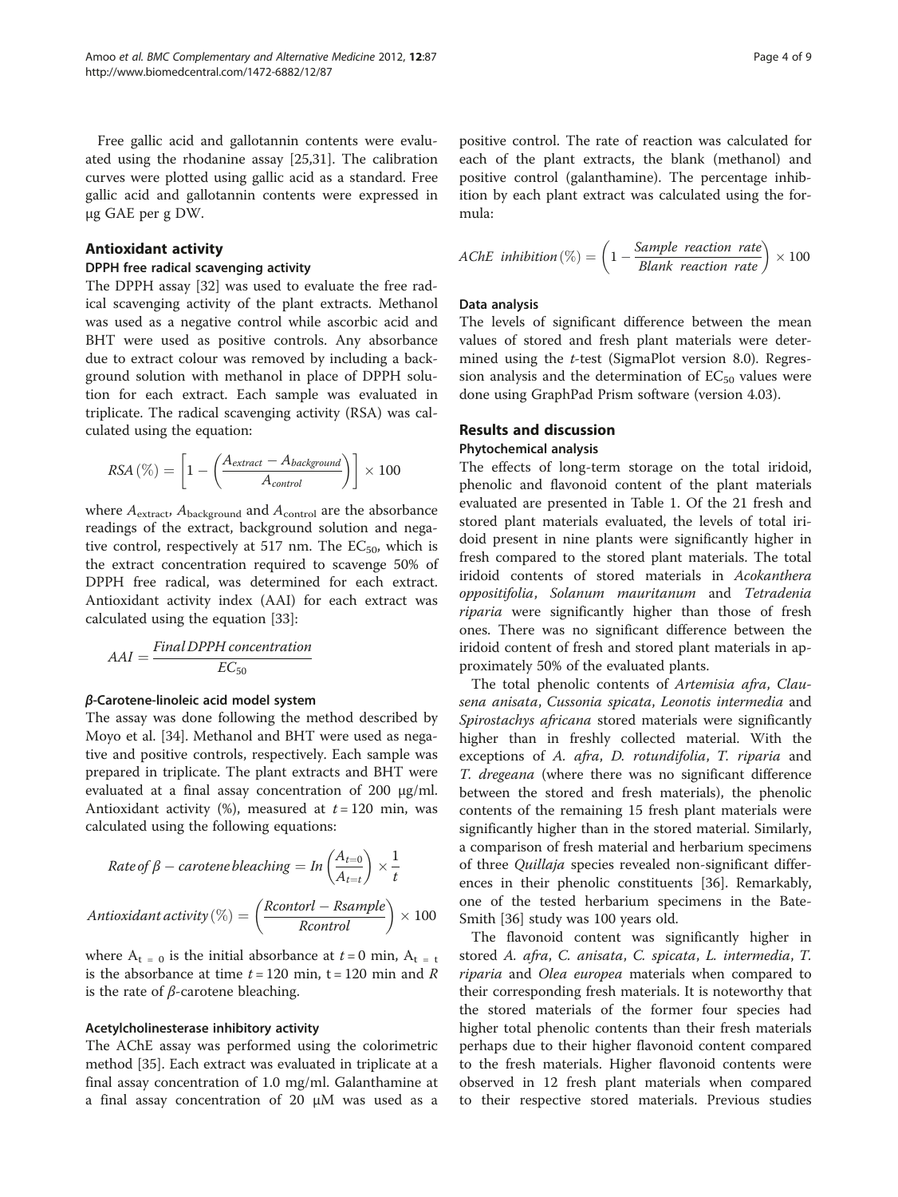Free gallic acid and gallotannin contents were evaluated using the rhodanine assay [25,31]. The calibration curves were plotted using gallic acid as a standard. Free gallic acid and gallotannin contents were expressed in μg GAE per g DW.

## Antioxidant activity

### DPPH free radical scavenging activity

The DPPH assay [32] was used to evaluate the free radical scavenging activity of the plant extracts. Methanol was used as a negative control while ascorbic acid and BHT were used as positive controls. Any absorbance due to extract colour was removed by including a background solution with methanol in place of DPPH solution for each extract. Each sample was evaluated in triplicate. The radical scavenging activity (RSA) was calculated using the equation:

$$RSA\,(\%) = \left[1 - \left(\frac{A_{extract} - A_{background}}{A_{control}}\right)\right] \times 100$$

where $A_{extract}$, $A_{background}$ and $A_{control}$ are the absorbance readings of the extract, background solution and negative control, respectively at 517 nm. The $EC_{50}$, which is the extract concentration required to scavenge 50% of DPPH free radical, was determined for each extract. Antioxidant activity index (AAI) for each extract was calculated using the equation [33]:

$$AAI = \frac{Final\,DPPH\,concentration}{EC_{50}}$$

### β-Carotene-linoleic acid model system

The assay was done following the method described by Moyo et al. [34]. Methanol and BHT were used as negative and positive controls, respectively. Each sample was prepared in triplicate. The plant extracts and BHT were evaluated at a final assay concentration of 200 μg/ml. Antioxidant activity (%), measured at $t = 120$ min, was calculated using the following equations:

$$Rate\,of\,\beta - carotene\,bleaching = In\left(\frac{A_{t=0}}{A_{t=t}}\right) \times \frac{1}{t}$$

$$Antioxidant\,activity\,(\%) = \left(\frac{Rcontorl - Rsample}{Rcontrol}\right) \times 100$$

where $A_{t=0}$ is the initial absorbance at $t = 0$ min, $A_{t=t}$ is the absorbance at time $t = 120$ min, $t = 120$ min and $R$ is the rate of $\beta$-carotene bleaching.

### Acetylcholinesterase inhibitory activity

The AChE assay was performed using the colorimetric method [35]. Each extract was evaluated in triplicate at a final assay concentration of 1.0 mg/ml. Galanthamine at a final assay concentration of 20 μM was used as a positive control. The rate of reaction was calculated for each of the plant extracts, the blank (methanol) and positive control (galanthamine). The percentage inhibition by each plant extract was calculated using the formula:

$$AChE\;\;inhibition\,(\%) = \left(1 - \frac{Sample\;\;reaction\;\;rate}{Blank\;\;reaction\;\;rate}\right) \times 100$$

### Data analysis

The levels of significant difference between the mean values of stored and fresh plant materials were determined using the *t*-test (SigmaPlot version 8.0). Regression analysis and the determination of $EC_{50}$ values were done using GraphPad Prism software (version 4.03).

## Results and discussion

### Phytochemical analysis

The effects of long-term storage on the total iridoid, phenolic and flavonoid content of the plant materials evaluated are presented in Table 1. Of the 21 fresh and stored plant materials evaluated, the levels of total iridoid present in nine plants were significantly higher in fresh compared to the stored plant materials. The total iridoid contents of stored materials in *Acokanthera oppositifolia*, *Solanum mauritanum* and *Tetradenia riparia* were significantly higher than those of fresh ones. There was no significant difference between the iridoid content of fresh and stored plant materials in approximately 50% of the evaluated plants.

The total phenolic contents of *Artemisia afra*, *Clausena anisata*, *Cussonia spicata*, *Leonotis intermedia* and *Spirostachys africana* stored materials were significantly higher than in freshly collected material. With the exceptions of *A. afra*, *D. rotundifolia*, *T. riparia* and *T. dregeana* (where there was no significant difference between the stored and fresh materials), the phenolic contents of the remaining 15 fresh plant materials were significantly higher than in the stored material. Similarly, a comparison of fresh material and herbarium specimens of three *Quillaja* species revealed non-significant differences in their phenolic constituents [36]. Remarkably, one of the tested herbarium specimens in the Bate-Smith [36] study was 100 years old.

The flavonoid content was significantly higher in stored *A. afra*, *C. anisata*, *C. spicata*, *L. intermedia*, *T. riparia* and *Olea europea* materials when compared to their corresponding fresh materials. It is noteworthy that the stored materials of the former four species had higher total phenolic contents than their fresh materials perhaps due to their higher flavonoid content compared to the fresh materials. Higher flavonoid contents were observed in 12 fresh plant materials when compared to their respective stored materials. Previous studies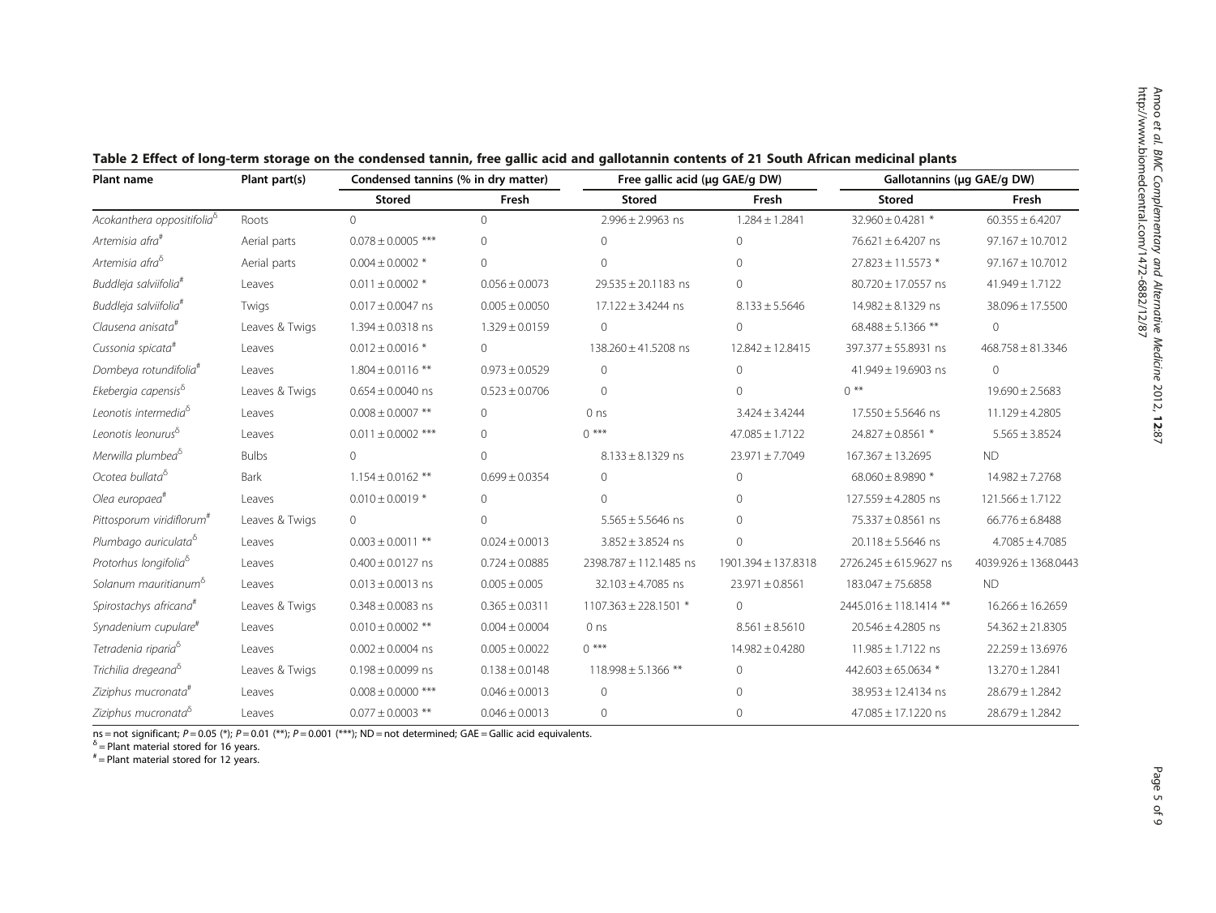**Table 2 Effect of long-term storage on the condensed tannin, free gallic acid and gallotannin contents of 21 South African medicinal plants**

| Plant name | Plant part(s) | Condensed tannins (% in dry matter) | | Free gallic acid (μg GAE/g DW) | | Gallotannins (μg GAE/g DW) | |
|---|---|---|---|---|---|---|---|
| | | Stored | Fresh | Stored | Fresh | Stored | Fresh |
| *Acokanthera oppositifolia*[δ] | Roots | 0 | 0 | 2.996 ± 2.9963 ns | 1.284 ± 1.2841 | 32.960 ± 0.4281 * | 60.355 ± 6.4207 |
| *Artemisia afra*[#] | Aerial parts | 0.078 ± 0.0005 *** | 0 | 0 | 0 | 76.621 ± 6.4207 ns | 97.167 ± 10.7012 |
| *Artemisia afra*[δ] | Aerial parts | 0.004 ± 0.0002 * | 0 | 0 | 0 | 27.823 ± 11.5573 * | 97.167 ± 10.7012 |
| *Buddleja salviifolia*[#] | Leaves | 0.011 ± 0.0002 * | 0.056 ± 0.0073 | 29.535 ± 20.1183 ns | 0 | 80.720 ± 17.0557 ns | 41.949 ± 1.7122 |
| *Buddleja salviifolia*[#] | Twigs | 0.017 ± 0.0047 ns | 0.005 ± 0.0050 | 17.122 ± 3.4244 ns | 8.133 ± 5.5646 | 14.982 ± 8.1329 ns | 38.096 ± 17.5500 |
| *Clausena anisata*[#] | Leaves & Twigs | 1.394 ± 0.0318 ns | 1.329 ± 0.0159 | 0 | 0 | 68.488 ± 5.1366 ** | 0 |
| *Cussonia spicata*[#] | Leaves | 0.012 ± 0.0016 * | 0 | 138.260 ± 41.5208 ns | 12.842 ± 12.8415 | 397.377 ± 55.8931 ns | 468.758 ± 81.3346 |
| *Dombeya rotundifolia*[#] | Leaves | 1.804 ± 0.0116 ** | 0.973 ± 0.0529 | 0 | 0 | 41.949 ± 19.6903 ns | 0 |
| *Ekebergia capensis*[δ] | Leaves & Twigs | 0.654 ± 0.0040 ns | 0.523 ± 0.0706 | 0 | 0 | 0 ** | 19.690 ± 2.5683 |
| *Leonotis intermedia*[δ] | Leaves | 0.008 ± 0.0007 ** | 0 | 0 ns | 3.424 ± 3.4244 | 17.550 ± 5.5646 ns | 11.129 ± 4.2805 |
| *Leonotis leonurus*[δ] | Leaves | 0.011 ± 0.0002 *** | 0 | 0 *** | 47.085 ± 1.7122 | 24.827 ± 0.8561 * | 5.565 ± 3.8524 |
| *Merwilla plumbea*[δ] | Bulbs | 0 | 0 | 8.133 ± 8.1329 ns | 23.971 ± 7.7049 | 167.367 ± 13.2695 | ND |
| *Ocotea bullata*[δ] | Bark | 1.154 ± 0.0162 ** | 0.699 ± 0.0354 | 0 | 0 | 68.060 ± 8.9890 * | 14.982 ± 7.2768 |
| *Olea europaea*[#] | Leaves | 0.010 ± 0.0019 * | 0 | 0 | 0 | 127.559 ± 4.2805 ns | 121.566 ± 1.7122 |
| *Pittosporum viridiflorum*[#] | Leaves & Twigs | 0 | 0 | 5.565 ± 5.5646 ns | 0 | 75.337 ± 0.8561 ns | 66.776 ± 6.8488 |
| *Plumbago auriculata*[δ] | Leaves | 0.003 ± 0.0011 ** | 0.024 ± 0.0013 | 3.852 ± 3.8524 ns | 0 | 20.118 ± 5.5646 ns | 4.7085 ± 4.7085 |
| *Protorhus longifolia*[δ] | Leaves | 0.400 ± 0.0127 ns | 0.724 ± 0.0885 | 2398.787 ± 112.1485 ns | 1901.394 ± 137.8318 | 2726.245 ± 615.9627 ns | 4039.926 ± 1368.0443 |
| *Solanum mauritianum*[δ] | Leaves | 0.013 ± 0.0013 ns | 0.005 ± 0.005 | 32.103 ± 4.7085 ns | 23.971 ± 0.8561 | 183.047 ± 75.6858 | ND |
| *Spirostachys africana*[#] | Leaves & Twigs | 0.348 ± 0.0083 ns | 0.365 ± 0.0311 | 1107.363 ± 228.1501 * | 0 | 2445.016 ± 118.1414 ** | 16.266 ± 16.2659 |
| *Synadenium cupulare*[#] | Leaves | 0.010 ± 0.0002 ** | 0.004 ± 0.0004 | 0 ns | 8.561 ± 8.5610 | 20.546 ± 4.2805 ns | 54.362 ± 21.8305 |
| *Tetradenia riparia*[δ] | Leaves | 0.002 ± 0.0004 ns | 0.005 ± 0.0022 | 0 *** | 14.982 ± 0.4280 | 11.985 ± 1.7122 ns | 22.259 ± 13.6976 |
| *Trichilia dregeana*[δ] | Leaves & Twigs | 0.198 ± 0.0099 ns | 0.138 ± 0.0148 | 118.998 ± 5.1366 ** | 0 | 442.603 ± 65.0634 * | 13.270 ± 1.2841 |
| *Ziziphus mucronata*[#] | Leaves | 0.008 ± 0.0000 *** | 0.046 ± 0.0013 | 0 | 0 | 38.953 ± 12.4134 ns | 28.679 ± 1.2842 |
| *Ziziphus mucronata*[δ] | Leaves | 0.077 ± 0.0003 ** | 0.046 ± 0.0013 | 0 | 0 | 47.085 ± 17.1220 ns | 28.679 ± 1.2842 |

ns = not significant; $P = 0.05$ (*); $P = 0.01$ (**); $P = 0.001$ (***); ND = not determined; GAE = Gallic acid equivalents.
[δ] = Plant material stored for 16 years.
[#] = Plant material stored for 12 years.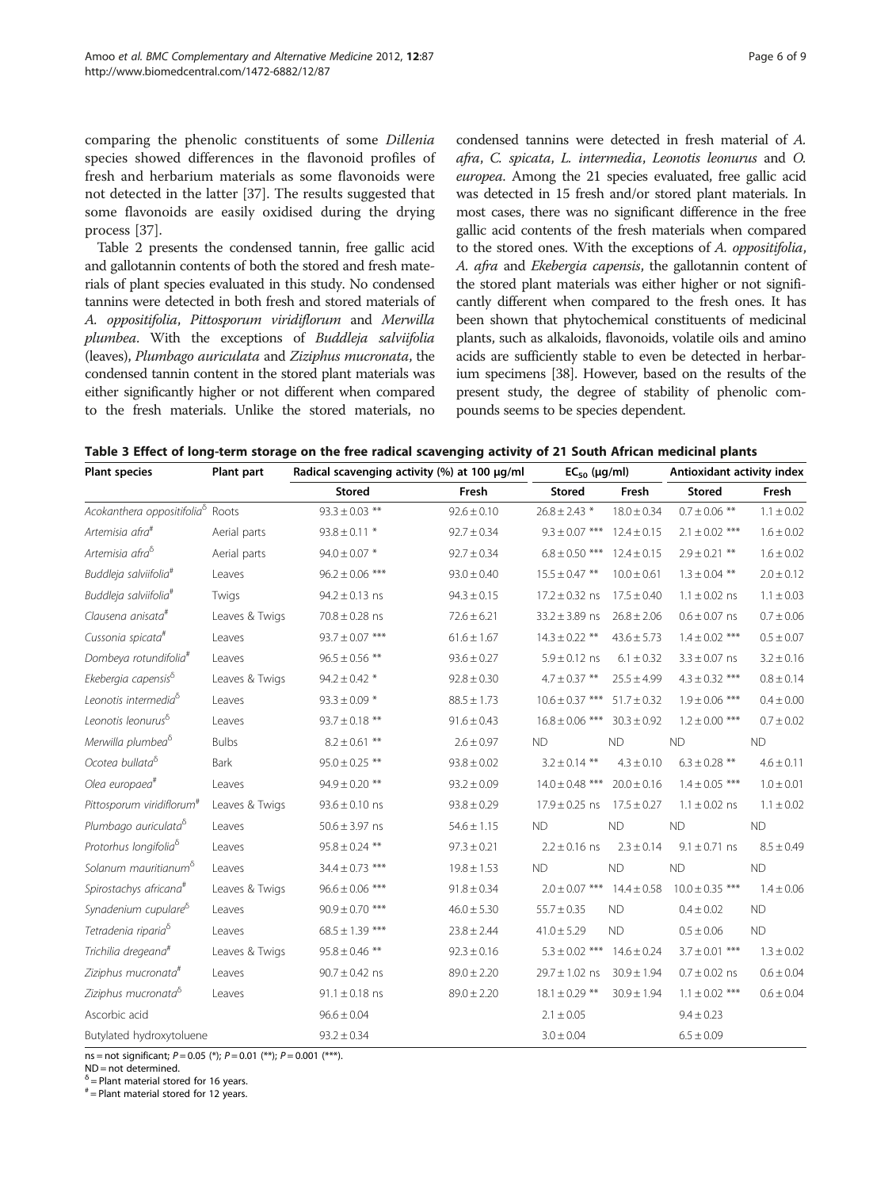comparing the phenolic constituents of some *Dillenia* species showed differences in the flavonoid profiles of fresh and herbarium materials as some flavonoids were not detected in the latter [37]. The results suggested that some flavonoids are easily oxidised during the drying process [37].

Table 2 presents the condensed tannin, free gallic acid and gallotannin contents of both the stored and fresh materials of plant species evaluated in this study. No condensed tannins were detected in both fresh and stored materials of *A. oppositifolia*, *Pittosporum viridiflorum* and *Merwilla plumbea*. With the exceptions of *Buddleja salviifolia* (leaves), *Plumbago auriculata* and *Ziziphus mucronata*, the condensed tannin content in the stored plant materials was either significantly higher or not different when compared to the fresh materials. Unlike the stored materials, no condensed tannins were detected in fresh material of *A. afra*, *C. spicata*, *L. intermedia*, *Leonotis leonurus* and *O. europea*. Among the 21 species evaluated, free gallic acid was detected in 15 fresh and/or stored plant materials. In most cases, there was no significant difference in the free gallic acid contents of the fresh materials when compared to the stored ones. With the exceptions of *A. oppositifolia*, *A. afra* and *Ekebergia capensis*, the gallotannin content of the stored plant materials was either higher or not significantly different when compared to the fresh ones. It has been shown that phytochemical constituents of medicinal plants, such as alkaloids, flavonoids, volatile oils and amino acids are sufficiently stable to even be detected in herbarium specimens [38]. However, based on the results of the present study, the degree of stability of phenolic compounds seems to be species dependent.

**Table 3 Effect of long-term storage on the free radical scavenging activity of 21 South African medicinal plants**

| Plant species | Plant part | Radical scavenging activity (%) at 100 μg/ml | | $EC_{50}$ (μg/ml) | | Antioxidant activity index | |
|---|---|---|---|---|---|---|---|
| | | Stored | Fresh | Stored | Fresh | Stored | Fresh |
| *Acokanthera oppositifolia*$^{\delta}$ | Roots | 93.3 ± 0.03 ** | 92.6 ± 0.10 | 26.8 ± 2.43 * | 18.0 ± 0.34 | 0.7 ± 0.06 ** | 1.1 ± 0.02 |
| *Artemisia afra*$^{\#}$ | Aerial parts | 93.8 ± 0.11 * | 92.7 ± 0.34 | 9.3 ± 0.07 *** | 12.4 ± 0.15 | 2.1 ± 0.02 *** | 1.6 ± 0.02 |
| *Artemisia afra*$^{\delta}$ | Aerial parts | 94.0 ± 0.07 * | 92.7 ± 0.34 | 6.8 ± 0.50 *** | 12.4 ± 0.15 | 2.9 ± 0.21 ** | 1.6 ± 0.02 |
| *Buddleja salviifolia*$^{\#}$ | Leaves | 96.2 ± 0.06 *** | 93.0 ± 0.40 | 15.5 ± 0.47 ** | 10.0 ± 0.61 | 1.3 ± 0.04 ** | 2.0 ± 0.12 |
| *Buddleja salviifolia*$^{\#}$ | Twigs | 94.2 ± 0.13 ns | 94.3 ± 0.15 | 17.2 ± 0.32 ns | 17.5 ± 0.40 | 1.1 ± 0.02 ns | 1.1 ± 0.03 |
| *Clausena anisata*$^{\#}$ | Leaves & Twigs | 70.8 ± 0.28 ns | 72.6 ± 6.21 | 33.2 ± 3.89 ns | 26.8 ± 2.06 | 0.6 ± 0.07 ns | 0.7 ± 0.06 |
| *Cussonia spicata*$^{\#}$ | Leaves | 93.7 ± 0.07 *** | 61.6 ± 1.67 | 14.3 ± 0.22 ** | 43.6 ± 5.73 | 1.4 ± 0.02 *** | 0.5 ± 0.07 |
| *Dombeya rotundifolia*$^{\#}$ | Leaves | 96.5 ± 0.56 ** | 93.6 ± 0.27 | 5.9 ± 0.12 ns | 6.1 ± 0.32 | 3.3 ± 0.07 ns | 3.2 ± 0.16 |
| *Ekebergia capensis*$^{\delta}$ | Leaves & Twigs | 94.2 ± 0.42 * | 92.8 ± 0.30 | 4.7 ± 0.37 ** | 25.5 ± 4.99 | 4.3 ± 0.32 *** | 0.8 ± 0.14 |
| *Leonotis intermedia*$^{\delta}$ | Leaves | 93.3 ± 0.09 * | 88.5 ± 1.73 | 10.6 ± 0.37 *** | 51.7 ± 0.32 | 1.9 ± 0.06 *** | 0.4 ± 0.00 |
| *Leonotis leonurus*$^{\delta}$ | Leaves | 93.7 ± 0.18 ** | 91.6 ± 0.43 | 16.8 ± 0.06 *** | 30.3 ± 0.92 | 1.2 ± 0.00 *** | 0.7 ± 0.02 |
| *Merwilla plumbea*$^{\delta}$ | Bulbs | 8.2 ± 0.61 ** | 2.6 ± 0.97 | ND | ND | ND | ND |
| *Ocotea bullata*$^{\delta}$ | Bark | 95.0 ± 0.25 ** | 93.8 ± 0.02 | 3.2 ± 0.14 ** | 4.3 ± 0.10 | 6.3 ± 0.28 ** | 4.6 ± 0.11 |
| *Olea europaea*$^{\#}$ | Leaves | 94.9 ± 0.20 ** | 93.2 ± 0.09 | 14.0 ± 0.48 *** | 20.0 ± 0.16 | 1.4 ± 0.05 *** | 1.0 ± 0.01 |
| *Pittosporum viridiflorum*$^{\#}$ | Leaves & Twigs | 93.6 ± 0.10 ns | 93.8 ± 0.29 | 17.9 ± 0.25 ns | 17.5 ± 0.27 | 1.1 ± 0.02 ns | 1.1 ± 0.02 |
| *Plumbago auriculata*$^{\delta}$ | Leaves | 50.6 ± 3.97 ns | 54.6 ± 1.15 | ND | ND | ND | ND |
| *Protorhus longifolia*$^{\delta}$ | Leaves | 95.8 ± 0.24 ** | 97.3 ± 0.21 | 2.2 ± 0.16 ns | 2.3 ± 0.14 | 9.1 ± 0.71 ns | 8.5 ± 0.49 |
| *Solanum mauritianum*$^{\delta}$ | Leaves | 34.4 ± 0.73 *** | 19.8 ± 1.53 | ND | ND | ND | ND |
| *Spirostachys africana*$^{\#}$ | Leaves & Twigs | 96.6 ± 0.06 *** | 91.8 ± 0.34 | 2.0 ± 0.07 *** | 14.4 ± 0.58 | 10.0 ± 0.35 *** | 1.4 ± 0.06 |
| *Synadenium cupulare*$^{\delta}$ | Leaves | 90.9 ± 0.70 *** | 46.0 ± 5.30 | 55.7 ± 0.35 | ND | 0.4 ± 0.02 | ND |
| *Tetradenia riparia*$^{\delta}$ | Leaves | 68.5 ± 1.39 *** | 23.8 ± 2.44 | 41.0 ± 5.29 | ND | 0.5 ± 0.06 | ND |
| *Trichilia dregeana*$^{\#}$ | Leaves & Twigs | 95.8 ± 0.46 ** | 92.3 ± 0.16 | 5.3 ± 0.02 *** | 14.6 ± 0.24 | 3.7 ± 0.01 *** | 1.3 ± 0.02 |
| *Ziziphus mucronata*$^{\#}$ | Leaves | 90.7 ± 0.42 ns | 89.0 ± 2.20 | 29.7 ± 1.02 ns | 30.9 ± 1.94 | 0.7 ± 0.02 ns | 0.6 ± 0.04 |
| *Ziziphus mucronata*$^{\delta}$ | Leaves | 91.1 ± 0.18 ns | 89.0 ± 2.20 | 18.1 ± 0.29 ** | 30.9 ± 1.94 | 1.1 ± 0.02 *** | 0.6 ± 0.04 |
| Ascorbic acid | | 96.6 ± 0.04 | | 2.1 ± 0.05 | | 9.4 ± 0.23 | |
| Butylated hydroxytoluene | | 93.2 ± 0.34 | | 3.0 ± 0.04 | | 6.5 ± 0.09 | |

ns = not significant; $P = 0.05$ (*); $P = 0.01$ (**); $P = 0.001$ (***).
ND = not determined.
$^{\delta}$ = Plant material stored for 16 years.
$^{\#}$ = Plant material stored for 12 years.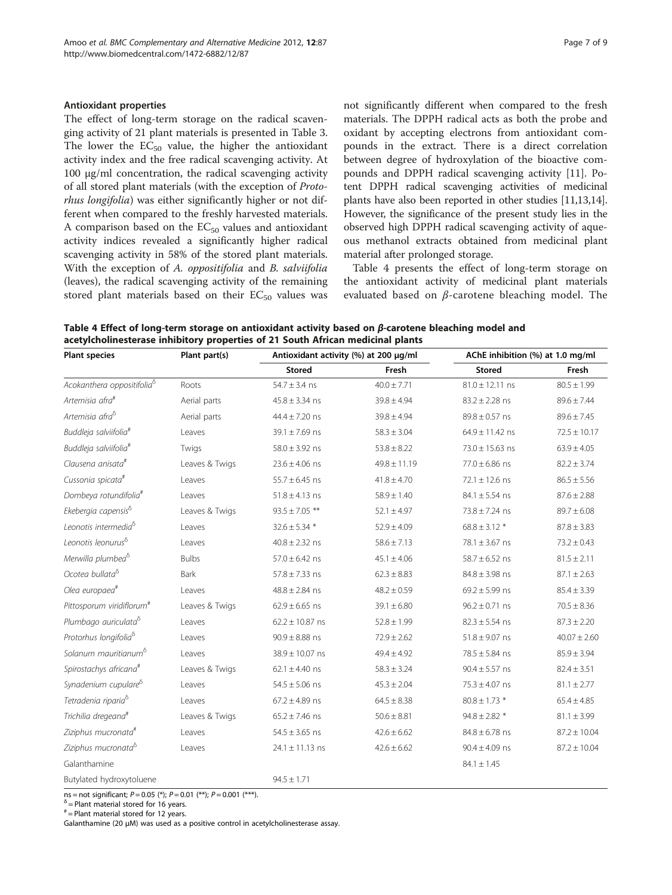### Antioxidant properties

The effect of long-term storage on the radical scavenging activity of 21 plant materials is presented in Table 3. The lower the $EC_{50}$ value, the higher the antioxidant activity index and the free radical scavenging activity. At 100 μg/ml concentration, the radical scavenging activity of all stored plant materials (with the exception of *Protorhus longifolia*) was either significantly higher or not different when compared to the freshly harvested materials. A comparison based on the $EC_{50}$ values and antioxidant activity indices revealed a significantly higher radical scavenging activity in 58% of the stored plant materials. With the exception of *A. oppositifolia* and *B. salviifolia* (leaves), the radical scavenging activity of the remaining stored plant materials based on their $EC_{50}$ values was not significantly different when compared to the fresh materials. The DPPH radical acts as both the probe and oxidant by accepting electrons from antioxidant compounds in the extract. There is a direct correlation between degree of hydroxylation of the bioactive compounds and DPPH radical scavenging activity [11]. Potent DPPH radical scavenging activities of medicinal plants have also been reported in other studies [11,13,14]. However, the significance of the present study lies in the observed high DPPH radical scavenging activity of aqueous methanol extracts obtained from medicinal plant material after prolonged storage.

Table 4 presents the effect of long-term storage on the antioxidant activity of medicinal plant materials evaluated based on β-carotene bleaching model. The

**Table 4 Effect of long-term storage on antioxidant activity based on β-carotene bleaching model and acetylcholinesterase inhibitory properties of 21 South African medicinal plants**

| Plant species | Plant part(s) | Antioxidant activity (%) at 200 μg/ml | | AChE inhibition (%) at 1.0 mg/ml | |
|---|---|---|---|---|---|
| | | Stored | Fresh | Stored | Fresh |
| *Acokanthera oppositifolia*[δ] | Roots | 54.7 ± 3.4 ns | 40.0 ± 7.71 | 81.0 ± 12.11 ns | 80.5 ± 1.99 |
| *Artemisia afra*[#] | Aerial parts | 45.8 ± 3.34 ns | 39.8 ± 4.94 | 83.2 ± 2.28 ns | 89.6 ± 7.44 |
| *Artemisia afra*[δ] | Aerial parts | 44.4 ± 7.20 ns | 39.8 ± 4.94 | 89.8 ± 0.57 ns | 89.6 ± 7.45 |
| *Buddleja salviifolia*[#] | Leaves | 39.1 ± 7.69 ns | 58.3 ± 3.04 | 64.9 ± 11.42 ns | 72.5 ± 10.17 |
| *Buddleja salviifolia*[#] | Twigs | 58.0 ± 3.92 ns | 53.8 ± 8.22 | 73.0 ± 15.63 ns | 63.9 ± 4.05 |
| *Clausena anisata*[#] | Leaves & Twigs | 23.6 ± 4.06 ns | 49.8 ± 11.19 | 77.0 ± 6.86 ns | 82.2 ± 3.74 |
| *Cussonia spicata*[#] | Leaves | 55.7 ± 6.45 ns | 41.8 ± 4.70 | 72.1 ± 12.6 ns | 86.5 ± 5.56 |
| *Dombeya rotundifolia*[#] | Leaves | 51.8 ± 4.13 ns | 58.9 ± 1.40 | 84.1 ± 5.54 ns | 87.6 ± 2.88 |
| *Ekebergia capensis*[δ] | Leaves & Twigs | 93.5 ± 7.05 ** | 52.1 ± 4.97 | 73.8 ± 7.24 ns | 89.7 ± 6.08 |
| *Leonotis intermedia*[δ] | Leaves | 32.6 ± 5.34 * | 52.9 ± 4.09 | 68.8 ± 3.12 * | 87.8 ± 3.83 |
| *Leonotis leonurus*[δ] | Leaves | 40.8 ± 2.32 ns | 58.6 ± 7.13 | 78.1 ± 3.67 ns | 73.2 ± 0.43 |
| *Merwilla plumbea*[δ] | Bulbs | 57.0 ± 6.42 ns | 45.1 ± 4.06 | 58.7 ± 6.52 ns | 81.5 ± 2.11 |
| *Ocotea bullata*[δ] | Bark | 57.8 ± 7.33 ns | 62.3 ± 8.83 | 84.8 ± 3.98 ns | 87.1 ± 2.63 |
| *Olea europaea*[#] | Leaves | 48.8 ± 2.84 ns | 48.2 ± 0.59 | 69.2 ± 5.99 ns | 85.4 ± 3.39 |
| *Pittosporum viridiflorum*[#] | Leaves & Twigs | 62.9 ± 6.65 ns | 39.1 ± 6.80 | 96.2 ± 0.71 ns | 70.5 ± 8.36 |
| *Plumbago auriculata*[δ] | Leaves | 62.2 ± 10.87 ns | 52.8 ± 1.99 | 82.3 ± 5.54 ns | 87.3 ± 2.20 |
| *Protorhus longifolia*[δ] | Leaves | 90.9 ± 8.88 ns | 72.9 ± 2.62 | 51.8 ± 9.07 ns | 40.07 ± 2.60 |
| *Solanum mauritianum*[δ] | Leaves | 38.9 ± 10.07 ns | 49.4 ± 4.92 | 78.5 ± 5.84 ns | 85.9 ± 3.94 |
| *Spirostachys africana*[#] | Leaves & Twigs | 62.1 ± 4.40 ns | 58.3 ± 3.24 | 90.4 ± 5.57 ns | 82.4 ± 3.51 |
| *Synadenium cupulare*[δ] | Leaves | 54.5 ± 5.06 ns | 45.3 ± 2.04 | 75.3 ± 4.07 ns | 81.1 ± 2.77 |
| *Tetradenia riparia*[δ] | Leaves | 67.2 ± 4.89 ns | 64.5 ± 8.38 | 80.8 ± 1.73 * | 65.4 ± 4.85 |
| *Trichilia dregeana*[#] | Leaves & Twigs | 65.2 ± 7.46 ns | 50.6 ± 8.81 | 94.8 ± 2.82 * | 81.1 ± 3.99 |
| *Ziziphus mucronata*[#] | Leaves | 54.5 ± 3.65 ns | 42.6 ± 6.62 | 84.8 ± 6.78 ns | 87.2 ± 10.04 |
| *Ziziphus mucronata*[δ] | Leaves | 24.1 ± 11.13 ns | 42.6 ± 6.62 | 90.4 ± 4.09 ns | 87.2 ± 10.04 |
| Galanthamine | | | | 84.1 ± 1.45 | |
| Butylated hydroxytoluene | | 94.5 ± 1.71 | | | |

ns = not significant; $P = 0.05$ (*); $P = 0.01$ (**); $P = 0.001$ (***).
[δ] = Plant material stored for 16 years.
[#] = Plant material stored for 12 years.
Galanthamine (20 μM) was used as a positive control in acetylcholinesterase assay.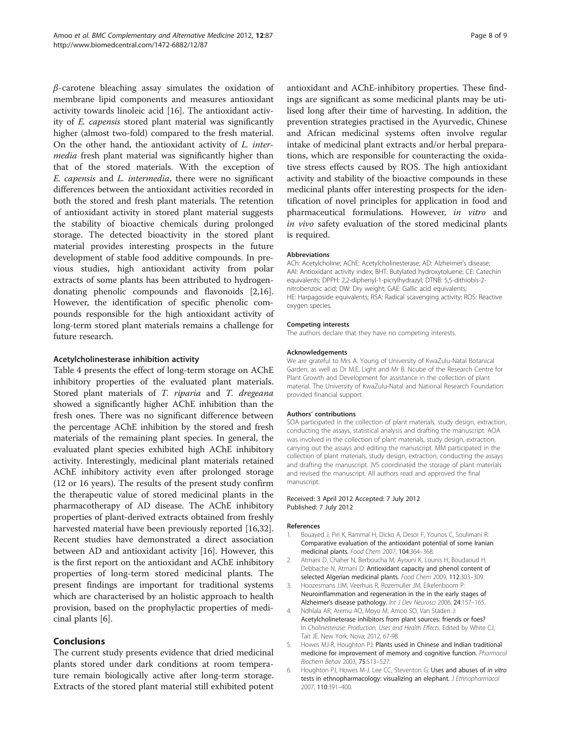*β*-carotene bleaching assay simulates the oxidation of membrane lipid components and measures antioxidant activity towards linoleic acid [16]. The antioxidant activity of *E. capensis* stored plant material was significantly higher (almost two-fold) compared to the fresh material. On the other hand, the antioxidant activity of *L. intermedia* fresh plant material was significantly higher than that of the stored materials. With the exception of *E. capensis* and *L. intermedia*, there were no significant differences between the antioxidant activities recorded in both the stored and fresh plant materials. The retention of antioxidant activity in stored plant material suggests the stability of bioactive chemicals during prolonged storage. The detected bioactivity in the stored plant material provides interesting prospects in the future development of stable food additive compounds. In previous studies, high antioxidant activity from polar extracts of some plants has been attributed to hydrogen-donating phenolic compounds and flavonoids [2,16]. However, the identification of specific phenolic compounds responsible for the high antioxidant activity of long-term stored plant materials remains a challenge for future research.

### Acetylcholinesterase inhibition activity

Table 4 presents the effect of long-term storage on AChE inhibitory properties of the evaluated plant materials. Stored plant materials of *T. riparia* and *T. dregeana* showed a significantly higher AChE inhibition than the fresh ones. There was no significant difference between the percentage AChE inhibition by the stored and fresh materials of the remaining plant species. In general, the evaluated plant species exhibited high AChE inhibitory activity. Interestingly, medicinal plant materials retained AChE inhibitory activity even after prolonged storage (12 or 16 years). The results of the present study confirm the therapeutic value of stored medicinal plants in the pharmacotherapy of AD disease. The AChE inhibitory properties of plant-derived extracts obtained from freshly harvested material have been previously reported [16,32]. Recent studies have demonstrated a direct association between AD and antioxidant activity [16]. However, this is the first report on the antioxidant and AChE inhibitory properties of long-term stored medicinal plants. The present findings are important for traditional systems which are characterised by an holistic approach to health provision, based on the prophylactic properties of medicinal plants [6].

## Conclusions

The current study presents evidence that dried medicinal plants stored under dark conditions at room temperature remain biologically active after long-term storage. Extracts of the stored plant material still exhibited potent antioxidant and AChE-inhibitory properties. These findings are significant as some medicinal plants may be utilised long after their time of harvesting. In addition, the prevention strategies practised in the Ayurvedic, Chinese and African medicinal systems often involve regular intake of medicinal plant extracts and/or herbal preparations, which are responsible for counteracting the oxidative stress effects caused by ROS. The high antioxidant activity and stability of the bioactive compounds in these medicinal plants offer interesting prospects for the identification of novel principles for application in food and pharmaceutical formulations. However, *in vitro* and *in vivo* safety evaluation of the stored medicinal plants is required.

#### Abbreviations

ACh: Acetylcholine; AChE: Acetylcholinesterase; AD: Alzheimer's disease; AAI: Antioxidant activity index; BHT: Butylated hydroxytoluene; CE: Catechin equivalents; DPPH: 2,2-diphenyl-1-picrylhydrazyl; DTNB: 5,5-dithiobis-2-nitrobenzoic acid; DW: Dry weight; GAE: Gallic acid equivalents; HE: Harpagoside equivalents; RSA: Radical scavenging activity; ROS: Reactive oxygen species.

#### Competing interests

The authors declare that they have no competing interests.

#### Acknowledgements

We are grateful to Mrs A. Young of University of KwaZulu-Natal Botanical Garden, as well as Dr M.E. Light and Mr B. Ncube of the Research Centre for Plant Growth and Development for assistance in the collection of plant material. The University of KwaZulu-Natal and National Research Foundation provided financial support.

#### Authors' contributions

SOA participated in the collection of plant materials, study design, extraction, conducting the assays, statistical analysis and drafting the manuscript. AOA was involved in the collection of plant materials, study design, extraction, carrying out the assays and editing the manuscript. MM participated in the collection of plant materials, study design, extraction, conducting the assays and drafting the manuscript. JVS coordinated the storage of plant materials and revised the manuscript. All authors read and approved the final manuscript.

Received: 3 April 2012 Accepted: 7 July 2012
Published: 7 July 2012

#### References

1. Bouayed J, Piri K, Rammal H, Dicko A, Desor F, Younos C, Soulimani R: **Comparative evaluation of the antioxidant potential of some Iranian medicinal plants.** *Food Chem* 2007, **104**:364–368.
2. Atmani D, Chaher N, Berboucha M, Ayouni K, Lounis H, Boudaoud H, Debbache N, Atmani D: **Antioxidant capacity and phenol content of selected Algerian medicinal plants.** *Food Chem* 2009, **112**:303–309.
3. Hoozesmans JJM, Veerhuis R, Rozemuller JM, Eikelenboom P: **Neuroinflammation and regeneration in the in the early stages of Alzheimer's disease pathology.** *Int J Dev Neurosci* 2006, **24**:157–165.
4. Ndhlala AR, Aremu AO, Moyo M, Amoo SO, Van Staden J: **Acetylcholineterase inhibitors from plant sources: friends or foes?** In *Cholinesterase: Production, Uses and Health Effects*. Edited by White CJ, Tait JE. New York: Nova; 2012, 67-98.
5. Howes MJ-R, Houghton PJ: **Plants used in Chinese and Indian traditional medicine for improvement of memory and cognitive function.** *Pharmacol Biochem Behav* 2003, **75**:513–527.
6. Houghton PJ, Howes M-J, Lee CC, Steventon G: **Uses and abuses of *in vitro* tests in ethnopharmacology: visualizing an elephant.** *J Ethnopharmacol* 2007, **110**:391–400.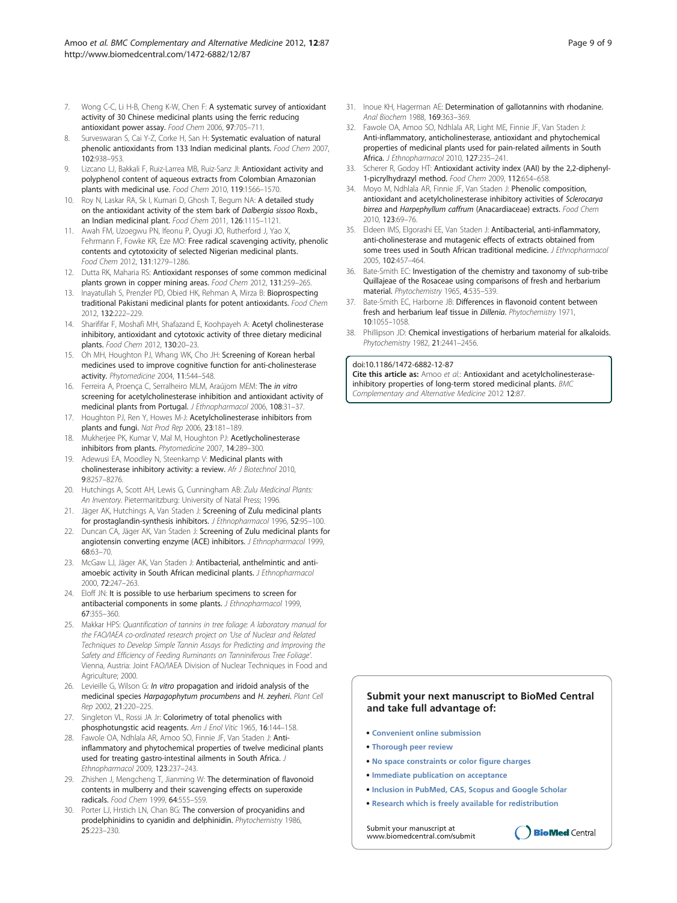7. Wong C-C, Li H-B, Cheng K-W, Chen F: **A systematic survey of antioxidant activity of 30 Chinese medicinal plants using the ferric reducing antioxidant power assay.** *Food Chem* 2006, **97**:705–711.
8. Surveswaran S, Cai Y-Z, Corke H, Sun M: **Systematic evaluation of natural phenolic antioxidants from 133 Indian medicinal plants.** *Food Chem* 2007, **102**:938–953.
9. Lizcano LJ, Bakkali F, Ruiz-Larrea MB, Ruiz-Sanz JI: **Antioxidant activity and polyphenol content of aqueous extracts from Colombian Amazonian plants with medicinal use.** *Food Chem* 2010, **119**:1566–1570.
10. Roy N, Laskar RA, Sk I, Kumari D, Ghosh T, Begum NA: **A detailed study on the antioxidant activity of the stem bark of *Dalbergia sissoo* Roxb., an Indian medicinal plant.** *Food Chem* 2011, **126**:1115–1121.
11. Awah FM, Uzoegwu PN, Ifeonu P, Oyugi JO, Rutherford J, Yao X, Fehrmann F, Fowke KR, Eze MO: **Free radical scavenging activity, phenolic contents and cytotoxicity of selected Nigerian medicinal plants.** *Food Chem* 2012, **131**:1279–1286.
12. Dutta RK, Maharia RS: **Antioxidant responses of some common medicinal plants grown in copper mining areas.** *Food Chem* 2012, **131**:259–265.
13. Inayatullah S, Prenzler PD, Obied HK, Rehman A, Mirza B: **Bioprospecting traditional Pakistani medicinal plants for potent antioxidants.** *Food Chem* 2012, **132**:222–229.
14. Sharififar F, Moshafi MH, Shafazand E, Koohpayeh A: **Acetyl cholinesterase inhibitory, antioxidant and cytotoxic activity of three dietary medicinal plants.** *Food Chem* 2012, **130**:20–23.
15. Oh MH, Houghton PJ, Whang WK, Cho JH: **Screening of Korean herbal medicines used to improve cognitive function for anti-cholinesterase activity.** *Phytomedicine* 2004, **11**:544–548.
16. Ferreira A, Proença C, Serralheiro MLM, Araújom MEM: **The *in vitro* screening for acetylcholinesterase inhibition and antioxidant activity of medicinal plants from Portugal.** *J Ethnopharmacol* 2006, **108**:31–37.
17. Houghton PJ, Ren Y, Howes M-J: **Acetylcholinesterase inhibitors from plants and fungi.** *Nat Prod Rep* 2006, **23**:181–189.
18. Mukherjee PK, Kumar V, Mal M, Houghton PJ: **Acetylcholinesterase inhibitors from plants.** *Phytomedicine* 2007, **14**:289–300.
19. Adewusi EA, Moodley N, Steenkamp V: **Medicinal plants with cholinesterase inhibitory activity: a review.** *Afr J Biotechnol* 2010, **9**:8257–8276.
20. Hutchings A, Scott AH, Lewis G, Cunningham AB: *Zulu Medicinal Plants: An Inventory.* Pietermaritzburg: University of Natal Press; 1996.
21. Jäger AK, Hutchings A, Van Staden J: **Screening of Zulu medicinal plants for prostaglandin-synthesis inhibitors.** *J Ethnopharmacol* 1996, **52**:95–100.
22. Duncan CA, Jäger AK, Van Staden J: **Screening of Zulu medicinal plants for angiotensin converting enzyme (ACE) inhibitors.** *J Ethnopharmacol* 1999, **68**:63–70.
23. McGaw LJ, Jäger AK, Van Staden J: **Antibacterial, anthelmintic and anti-amoebic activity in South African medicinal plants.** *J Ethnopharmacol* 2000, **72**:247–263.
24. Eloff JN: **It is possible to use herbarium specimens to screen for antibacterial components in some plants.** *J Ethnopharmacol* 1999, **67**:355–360.
25. Makkar HPS: *Quantification of tannins in tree foliage: A laboratory manual for the FAO/IAEA co-ordinated research project on 'Use of Nuclear and Related Techniques to Develop Simple Tannin Assays for Predicting and Improving the Safety and Efficiency of Feeding Ruminants on Tanniniferous Tree Foliage'.* Vienna, Austria: Joint FAO/IAEA Division of Nuclear Techniques in Food and Agriculture; 2000.
26. Levieille G, Wilson G: ***In vitro* propagation and iridoid analysis of the medicinal species *Harpagophytum procumbens* and *H. zeyheri*.** *Plant Cell Rep* 2002, **21**:220–225.
27. Singleton VL, Rossi JA Jr: **Colorimetry of total phenolics with phosphotungstic acid reagents.** *Am J Enol Vitic* 1965, **16**:144–158.
28. Fawole OA, Ndhlala AR, Amoo SO, Finnie JF, Van Staden J: **Anti-inflammatory and phytochemical properties of twelve medicinal plants used for treating gastro-intestinal ailments in South Africa.** *J Ethnopharmacol* 2009, **123**:237–243.
29. Zhishen J, Mengcheng T, Jianming W: **The determination of flavonoid contents in mulberry and their scavenging effects on superoxide radicals.** *Food Chem* 1999, **64**:555–559.
30. Porter LJ, Hrstich LN, Chan BG: **The conversion of procyanidins and prodelphinidins to cyanidin and delphinidin.** *Phytochemistry* 1986, **25**:223–230.
31. Inoue KH, Hagerman AE: **Determination of gallotannins with rhodanine.** *Anal Biochem* 1988, **169**:363–369.
32. Fawole OA, Amoo SO, Ndhlala AR, Light ME, Finnie JF, Van Staden J: **Anti-inflammatory, anticholinesterase, antioxidant and phytochemical properties of medicinal plants used for pain-related ailments in South Africa.** *J Ethnopharmacol* 2010, **127**:235–241.
33. Scherer R, Godoy HT: **Antioxidant activity index (AAI) by the 2,2-diphenyl-1-picrylhydrazyl method.** *Food Chem* 2009, **112**:654–658.
34. Moyo M, Ndhlala AR, Finnie JF, Van Staden J: **Phenolic composition, antioxidant and acetylcholinesterase inhibitory activities of *Sclerocarya birrea* and *Harpephyllum caffrum* (Anacardiaceae) extracts.** *Food Chem* 2010, **123**:69–76.
35. Eldeen IMS, Elgorashi EE, Van Staden J: **Antibacterial, anti-inflammatory, anti-cholinesterase and mutagenic effects of extracts obtained from some trees used in South African traditional medicine.** *J Ethnopharmacol* 2005, **102**:457–464.
36. Bate-Smith EC: **Investigation of the chemistry and taxonomy of sub-tribe Quillajeae of the Rosaceae using comparisons of fresh and herbarium material.** *Phytochemistry* 1965, **4**:535–539.
37. Bate-Smith EC, Harborne JB: **Differences in flavonoid content between fresh and herbarium leaf tissue in *Dillenia*.** *Phytochemistry* 1971, **10**:1055–1058.
38. Phillipson JD: **Chemical investigations of herbarium material for alkaloids.** *Phytochemistry* 1982, **21**:2441–2456.

doi:10.1186/1472-6882-12-87

**Cite this article as:** Amoo *et al.*: Antioxidant and acetylcholinesterase-inhibitory properties of long-term stored medicinal plants. *BMC Complementary and Alternative Medicine* 2012 **12**:87.

**Submit your next manuscript to BioMed Central and take full advantage of:**

- **Convenient online submission**
- **Thorough peer review**
- **No space constraints or color figure charges**
- **Immediate publication on acceptance**
- **Inclusion in PubMed, CAS, Scopus and Google Scholar**
- **Research which is freely available for redistribution**

Submit your manuscript at www.biomedcentral.com/submit

BioMed Central